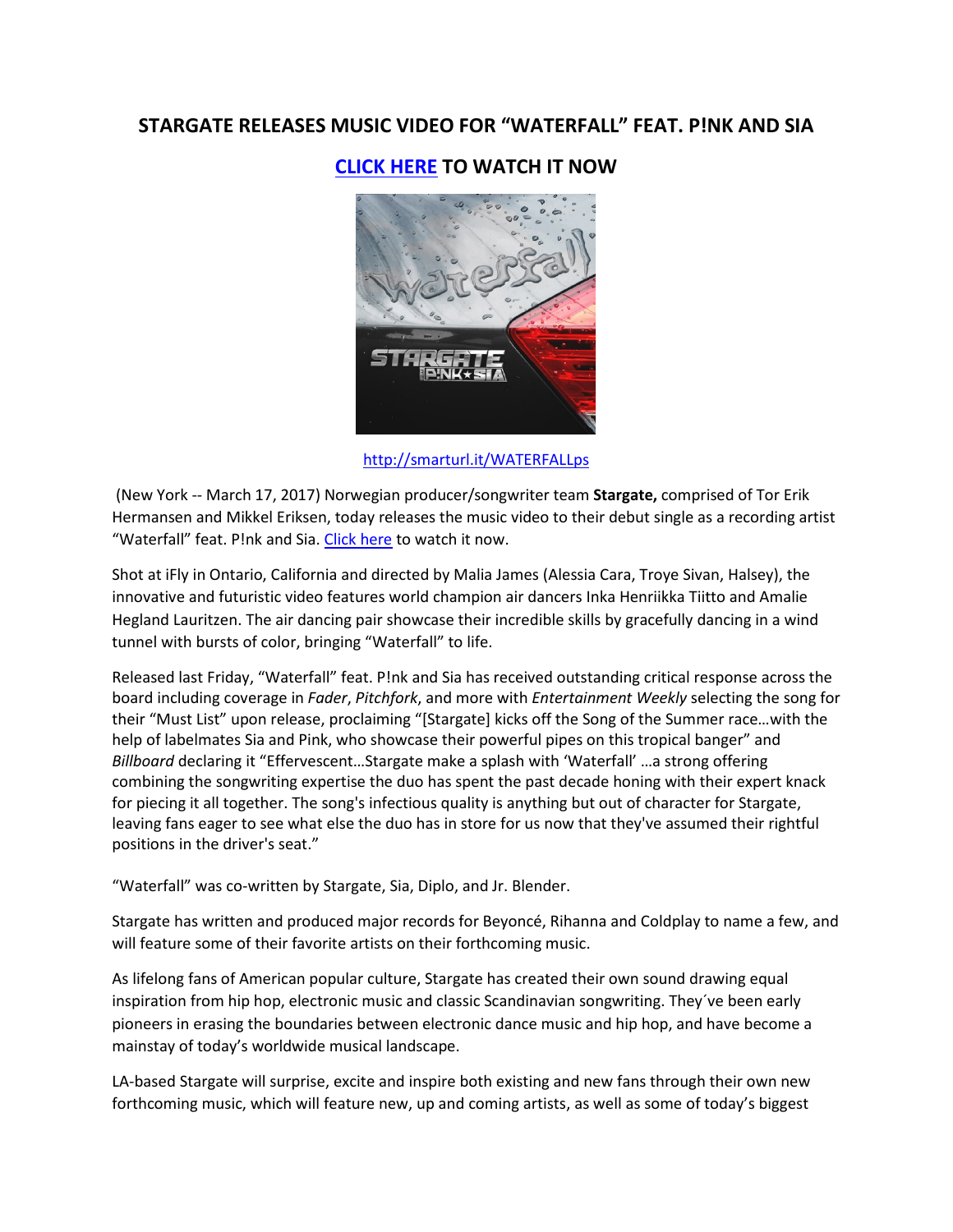# STARGATE RELEASES MUSIC VIDEO FOR "WATERFALL" FEAT. P!NK AND SIA

## CLICK HERE TO WATCH IT NOW

http://smarturl.it/WATERFALLps

(New York -- March 17, 2017) Norwegian producer/songwriter team **Stargate,** comprised of Tor Erik Hermansen and Mikkel Eriksen, today releases the music video to their debut single as a recording artist "Waterfall" feat. P!nk and Sia. Click here to watch it now.

Shot at iFly in Ontario, California and directed by Malia James (Alessia Cara, Troye Sivan, Halsey), the innovative and futuristic video features world champion air dancers Inka Henriikka Tiitto and Amalie Hegland Lauritzen. The air dancing pair showcase their incredible skills by gracefully dancing in a wind tunnel with bursts of color, bringing "Waterfall" to life.

Released last Friday, "Waterfall" feat. P!nk and Sia has received outstanding critical response across the board including coverage in *Fader*, *Pitchfork*, and more with *Entertainment Weekly* selecting the song for their "Must List" upon release, proclaiming "[Stargate] kicks off the Song of the Summer race…with the help of labelmates Sia and Pink, who showcase their powerful pipes on this tropical banger" and *Billboard* declaring it "Effervescent…Stargate make a splash with 'Waterfall' …a strong offering combining the songwriting expertise the duo has spent the past decade honing with their expert knack for piecing it all together. The song's infectious quality is anything but out of character for Stargate, leaving fans eager to see what else the duo has in store for us now that they've assumed their rightful positions in the driver's seat."

"Waterfall" was co-written by Stargate, Sia, Diplo, and Jr. Blender.

Stargate has written and produced major records for Beyoncé, Rihanna and Coldplay to name a few, and will feature some of their favorite artists on their forthcoming music.

As lifelong fans of American popular culture, Stargate has created their own sound drawing equal inspiration from hip hop, electronic music and classic Scandinavian songwriting. They´ve been early pioneers in erasing the boundaries between electronic dance music and hip hop, and have become a mainstay of today's worldwide musical landscape.

LA-based Stargate will surprise, excite and inspire both existing and new fans through their own new forthcoming music, which will feature new, up and coming artists, as well as some of today's biggest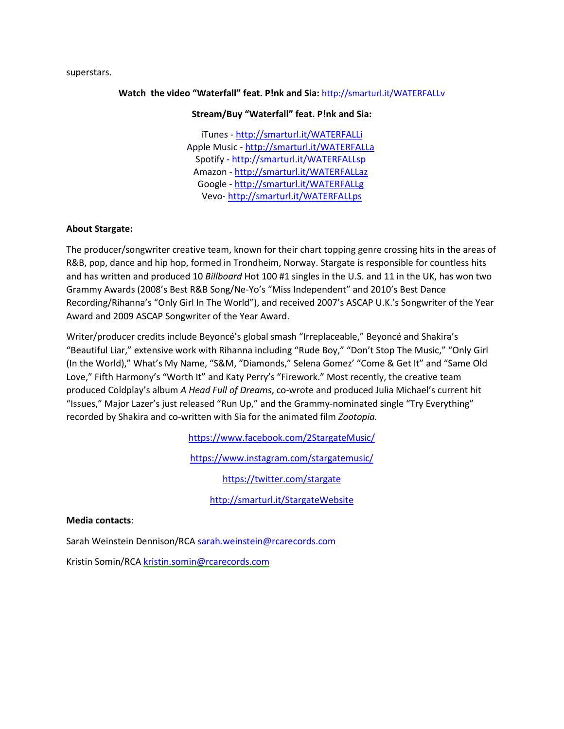superstars.

**Watch the video "Waterfall" feat. P!nk and Sia:** http://smarturl.it/WATERFALLv

**Stream/Buy "Waterfall" feat. P!nk and Sia:**

iTunes - http://smarturl.it/WATERFALLi
Apple Music - http://smarturl.it/WATERFALLa
Spotify - http://smarturl.it/WATERFALLsp
Amazon - http://smarturl.it/WATERFALLaz
Google - http://smarturl.it/WATERFALLg
Vevo- http://smarturl.it/WATERFALLps

**About Stargate:**

The producer/songwriter creative team, known for their chart topping genre crossing hits in the areas of R&B, pop, dance and hip hop, formed in Trondheim, Norway. Stargate is responsible for countless hits and has written and produced 10 *Billboard* Hot 100 #1 singles in the U.S. and 11 in the UK, has won two Grammy Awards (2008's Best R&B Song/Ne-Yo's "Miss Independent" and 2010's Best Dance Recording/Rihanna's "Only Girl In The World"), and received 2007's ASCAP U.K.'s Songwriter of the Year Award and 2009 ASCAP Songwriter of the Year Award.

Writer/producer credits include Beyoncé's global smash "Irreplaceable," Beyoncé and Shakira's "Beautiful Liar," extensive work with Rihanna including "Rude Boy," "Don't Stop The Music," "Only Girl (In the World)," What's My Name, "S&M, "Diamonds," Selena Gomez' "Come & Get It" and "Same Old Love," Fifth Harmony's "Worth It" and Katy Perry's "Firework." Most recently, the creative team produced Coldplay's album *A Head Full of Dreams*, co-wrote and produced Julia Michael's current hit "Issues," Major Lazer's just released "Run Up," and the Grammy-nominated single "Try Everything" recorded by Shakira and co-written with Sia for the animated film *Zootopia.*

https://www.facebook.com/2StargateMusic/

https://www.instagram.com/stargatemusic/

https://twitter.com/stargate

http://smarturl.it/StargateWebsite

**Media contacts**:

Sarah Weinstein Dennison/RCA sarah.weinstein@rcarecords.com

Kristin Somin/RCA kristin.somin@rcarecords.com